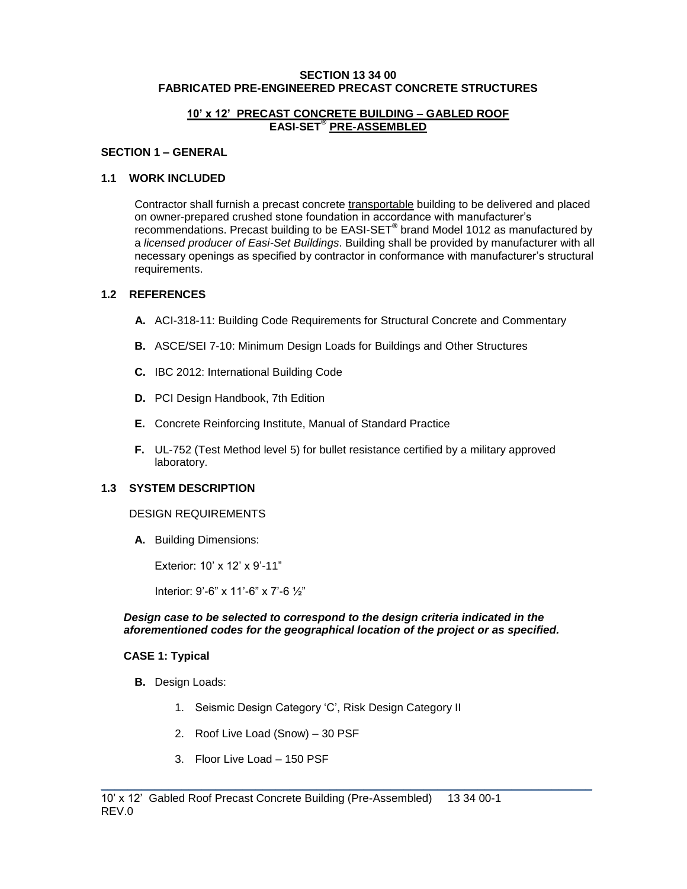**SECTION 13 34 00**
**FABRICATED PRE-ENGINEERED PRECAST CONCRETE STRUCTURES**

**10' x 12' PRECAST CONCRETE BUILDING – GABLED ROOF**
**EASI-SET® PRE-ASSEMBLED**

## SECTION 1 – GENERAL

### 1.1 WORK INCLUDED

Contractor shall furnish a precast concrete transportable building to be delivered and placed on owner-prepared crushed stone foundation in accordance with manufacturer's recommendations. Precast building to be EASI-SET® brand Model 1012 as manufactured by a *licensed producer of Easi-Set Buildings*. Building shall be provided by manufacturer with all necessary openings as specified by contractor in conformance with manufacturer's structural requirements.

### 1.2 REFERENCES

- **A.** ACI-318-11: Building Code Requirements for Structural Concrete and Commentary
- **B.** ASCE/SEI 7-10: Minimum Design Loads for Buildings and Other Structures
- **C.** IBC 2012: International Building Code
- **D.** PCI Design Handbook, 7th Edition
- **E.** Concrete Reinforcing Institute, Manual of Standard Practice
- **F.** UL-752 (Test Method level 5) for bullet resistance certified by a military approved laboratory.

### 1.3 SYSTEM DESCRIPTION

DESIGN REQUIREMENTS

**A.** Building Dimensions:

Exterior: 10' x 12' x 9'-11"

Interior: 9'-6" x 11'-6" x 7'-6 ½"

***Design case to be selected to correspond to the design criteria indicated in the aforementioned codes for the geographical location of the project or as specified.***

**CASE 1: Typical**

**B.** Design Loads:

1. Seismic Design Category 'C', Risk Design Category II
2. Roof Live Load (Snow) – 30 PSF
3. Floor Live Load – 150 PSF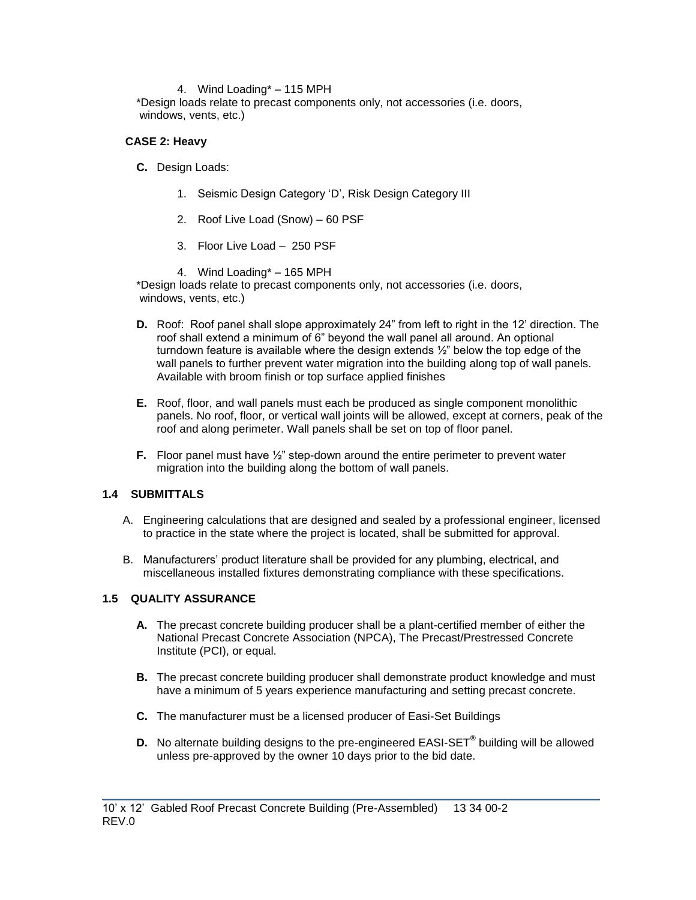4. Wind Loading* – 115 MPH

*Design loads relate to precast components only, not accessories (i.e. doors, windows, vents, etc.)

**CASE 2: Heavy**

**C.** Design Loads:

1. Seismic Design Category 'D', Risk Design Category III
2. Roof Live Load (Snow) – 60 PSF
3. Floor Live Load – 250 PSF
4. Wind Loading* – 165 MPH

*Design loads relate to precast components only, not accessories (i.e. doors, windows, vents, etc.)

**D.** Roof: Roof panel shall slope approximately 24" from left to right in the 12' direction. The roof shall extend a minimum of 6" beyond the wall panel all around. An optional turndown feature is available where the design extends ½" below the top edge of the wall panels to further prevent water migration into the building along top of wall panels. Available with broom finish or top surface applied finishes

**E.** Roof, floor, and wall panels must each be produced as single component monolithic panels. No roof, floor, or vertical wall joints will be allowed, except at corners, peak of the roof and along perimeter. Wall panels shall be set on top of floor panel.

**F.** Floor panel must have ½" step-down around the entire perimeter to prevent water migration into the building along the bottom of wall panels.

### 1.4 SUBMITTALS

A. Engineering calculations that are designed and sealed by a professional engineer, licensed to practice in the state where the project is located, shall be submitted for approval.

B. Manufacturers' product literature shall be provided for any plumbing, electrical, and miscellaneous installed fixtures demonstrating compliance with these specifications.

### 1.5 QUALITY ASSURANCE

**A.** The precast concrete building producer shall be a plant-certified member of either the National Precast Concrete Association (NPCA), The Precast/Prestressed Concrete Institute (PCI), or equal.

**B.** The precast concrete building producer shall demonstrate product knowledge and must have a minimum of 5 years experience manufacturing and setting precast concrete.

**C.** The manufacturer must be a licensed producer of Easi-Set Buildings

**D.** No alternate building designs to the pre-engineered EASI-SET® building will be allowed unless pre-approved by the owner 10 days prior to the bid date.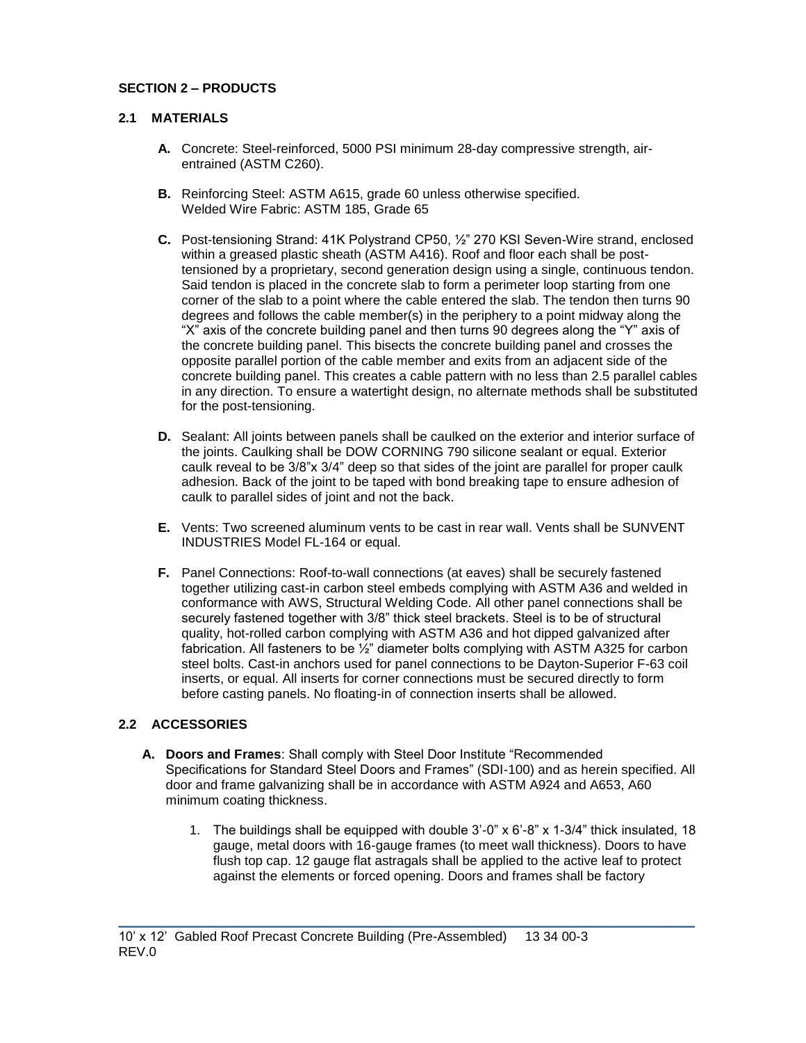## SECTION 2 – PRODUCTS

### 2.1 MATERIALS

**A.** Concrete: Steel-reinforced, 5000 PSI minimum 28-day compressive strength, air-entrained (ASTM C260).

**B.** Reinforcing Steel: ASTM A615, grade 60 unless otherwise specified.
Welded Wire Fabric: ASTM 185, Grade 65

**C.** Post-tensioning Strand: 41K Polystrand CP50, ½" 270 KSI Seven-Wire strand, enclosed within a greased plastic sheath (ASTM A416). Roof and floor each shall be post-tensioned by a proprietary, second generation design using a single, continuous tendon. Said tendon is placed in the concrete slab to form a perimeter loop starting from one corner of the slab to a point where the cable entered the slab. The tendon then turns 90 degrees and follows the cable member(s) in the periphery to a point midway along the "X" axis of the concrete building panel and then turns 90 degrees along the "Y" axis of the concrete building panel. This bisects the concrete building panel and crosses the opposite parallel portion of the cable member and exits from an adjacent side of the concrete building panel. This creates a cable pattern with no less than 2.5 parallel cables in any direction. To ensure a watertight design, no alternate methods shall be substituted for the post-tensioning.

**D.** Sealant: All joints between panels shall be caulked on the exterior and interior surface of the joints. Caulking shall be DOW CORNING 790 silicone sealant or equal. Exterior caulk reveal to be 3/8"x 3/4" deep so that sides of the joint are parallel for proper caulk adhesion. Back of the joint to be taped with bond breaking tape to ensure adhesion of caulk to parallel sides of joint and not the back.

**E.** Vents: Two screened aluminum vents to be cast in rear wall. Vents shall be SUNVENT INDUSTRIES Model FL-164 or equal.

**F.** Panel Connections: Roof-to-wall connections (at eaves) shall be securely fastened together utilizing cast-in carbon steel embeds complying with ASTM A36 and welded in conformance with AWS, Structural Welding Code. All other panel connections shall be securely fastened together with 3/8" thick steel brackets. Steel is to be of structural quality, hot-rolled carbon complying with ASTM A36 and hot dipped galvanized after fabrication. All fasteners to be ½" diameter bolts complying with ASTM A325 for carbon steel bolts. Cast-in anchors used for panel connections to be Dayton-Superior F-63 coil inserts, or equal. All inserts for corner connections must be secured directly to form before casting panels. No floating-in of connection inserts shall be allowed.

### 2.2 ACCESSORIES

**A. Doors and Frames**: Shall comply with Steel Door Institute "Recommended Specifications for Standard Steel Doors and Frames" (SDI-100) and as herein specified. All door and frame galvanizing shall be in accordance with ASTM A924 and A653, A60 minimum coating thickness.

1. The buildings shall be equipped with double 3'-0" x 6'-8" x 1-3/4" thick insulated, 18 gauge, metal doors with 16-gauge frames (to meet wall thickness). Doors to have flush top cap. 12 gauge flat astragals shall be applied to the active leaf to protect against the elements or forced opening. Doors and frames shall be factory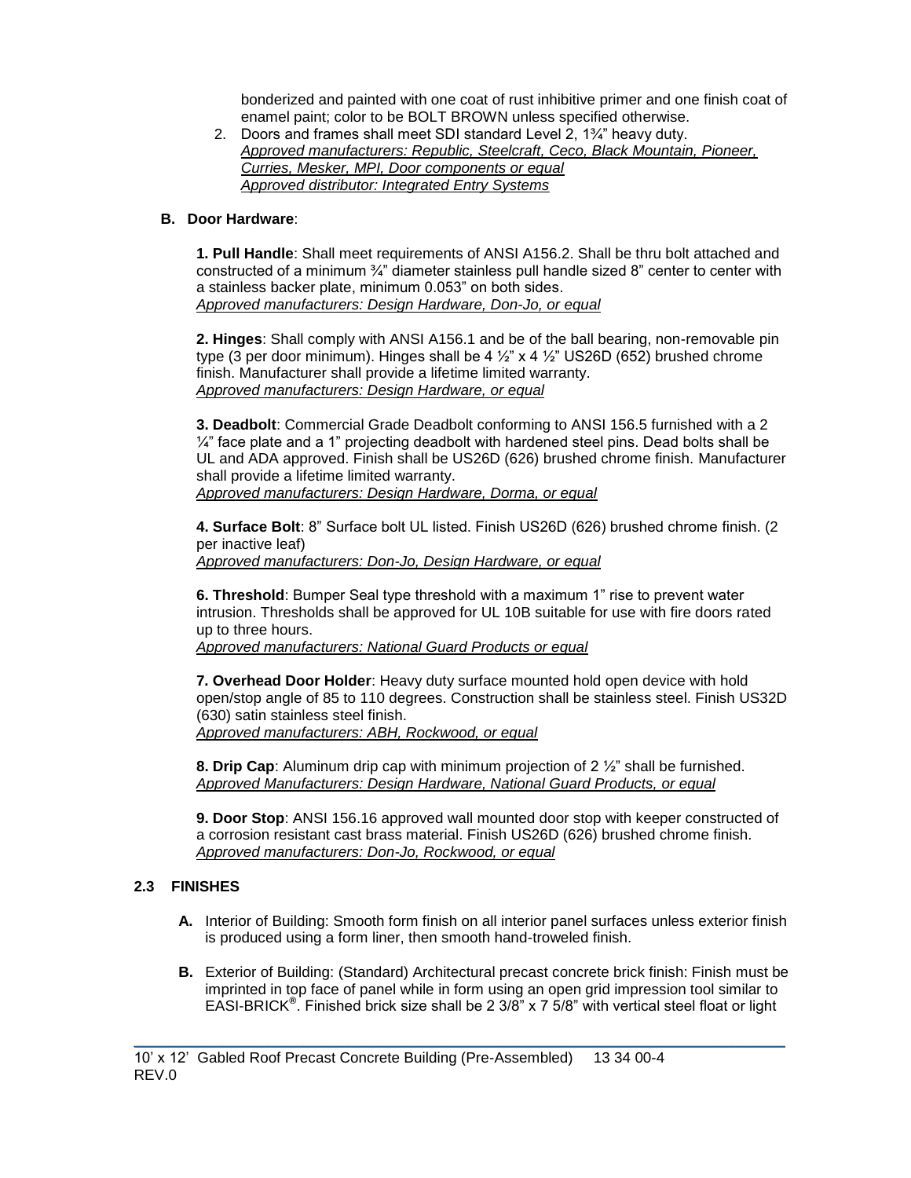bonderized and painted with one coat of rust inhibitive primer and one finish coat of enamel paint; color to be BOLT BROWN unless specified otherwise.

2. Doors and frames shall meet SDI standard Level 2, 1¾" heavy duty.
   *Approved manufacturers: Republic, Steelcraft, Ceco, Black Mountain, Pioneer, Curries, Mesker, MPI, Door components or equal*
   *Approved distributor: Integrated Entry Systems*

**B. Door Hardware**:

**1. Pull Handle**: Shall meet requirements of ANSI A156.2. Shall be thru bolt attached and constructed of a minimum ¾" diameter stainless pull handle sized 8" center to center with a stainless backer plate, minimum 0.053" on both sides.
*Approved manufacturers: Design Hardware, Don-Jo, or equal*

**2. Hinges**: Shall comply with ANSI A156.1 and be of the ball bearing, non-removable pin type (3 per door minimum). Hinges shall be 4 ½" x 4 ½" US26D (652) brushed chrome finish. Manufacturer shall provide a lifetime limited warranty.
*Approved manufacturers: Design Hardware, or equal*

**3. Deadbolt**: Commercial Grade Deadbolt conforming to ANSI 156.5 furnished with a 2 ¼" face plate and a 1" projecting deadbolt with hardened steel pins. Dead bolts shall be UL and ADA approved. Finish shall be US26D (626) brushed chrome finish. Manufacturer shall provide a lifetime limited warranty.
*Approved manufacturers: Design Hardware, Dorma, or equal*

**4. Surface Bolt**: 8" Surface bolt UL listed. Finish US26D (626) brushed chrome finish. (2 per inactive leaf)
*Approved manufacturers: Don-Jo, Design Hardware, or equal*

**6. Threshold**: Bumper Seal type threshold with a maximum 1" rise to prevent water intrusion. Thresholds shall be approved for UL 10B suitable for use with fire doors rated up to three hours.
*Approved manufacturers: National Guard Products or equal*

**7. Overhead Door Holder**: Heavy duty surface mounted hold open device with hold open/stop angle of 85 to 110 degrees. Construction shall be stainless steel. Finish US32D (630) satin stainless steel finish.
*Approved manufacturers: ABH, Rockwood, or equal*

**8. Drip Cap**: Aluminum drip cap with minimum projection of 2 ½" shall be furnished.
*Approved Manufacturers: Design Hardware, National Guard Products, or equal*

**9. Door Stop**: ANSI 156.16 approved wall mounted door stop with keeper constructed of a corrosion resistant cast brass material. Finish US26D (626) brushed chrome finish.
*Approved manufacturers: Don-Jo, Rockwood, or equal*

## 2.3 FINISHES

**A.** Interior of Building: Smooth form finish on all interior panel surfaces unless exterior finish is produced using a form liner, then smooth hand-troweled finish.

**B.** Exterior of Building: (Standard) Architectural precast concrete brick finish: Finish must be imprinted in top face of panel while in form using an open grid impression tool similar to EASI-BRICK®. Finished brick size shall be 2 3/8" x 7 5/8" with vertical steel float or light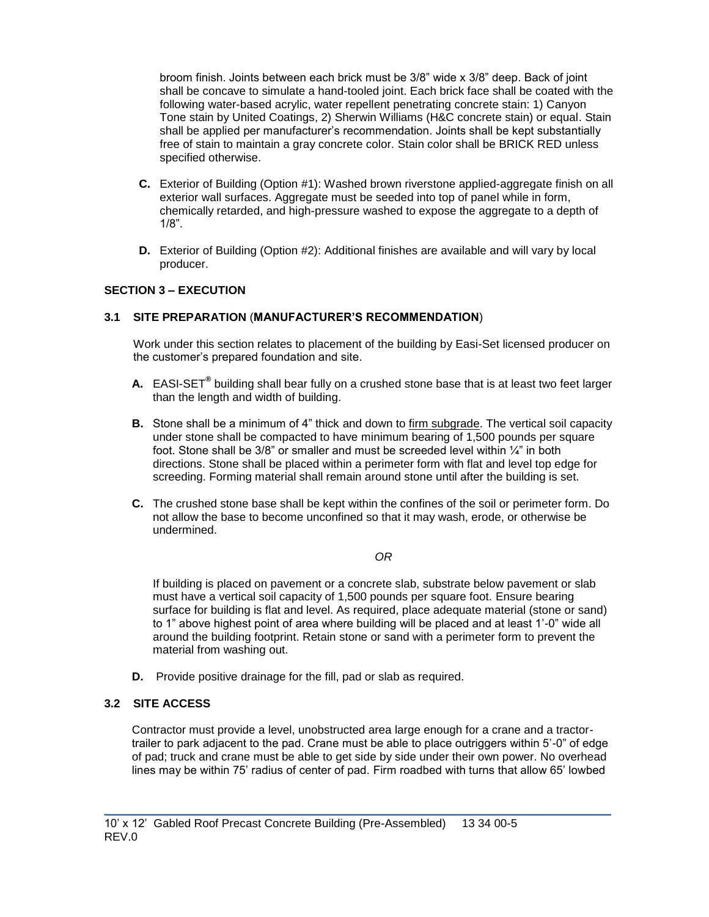broom finish. Joints between each brick must be 3/8” wide x 3/8” deep. Back of joint shall be concave to simulate a hand-tooled joint. Each brick face shall be coated with the following water-based acrylic, water repellent penetrating concrete stain: 1) Canyon Tone stain by United Coatings, 2) Sherwin Williams (H&C concrete stain) or equal. Stain shall be applied per manufacturer’s recommendation. Joints shall be kept substantially free of stain to maintain a gray concrete color. Stain color shall be BRICK RED unless specified otherwise.

**C.** Exterior of Building (Option #1): Washed brown riverstone applied-aggregate finish on all exterior wall surfaces. Aggregate must be seeded into top of panel while in form, chemically retarded, and high-pressure washed to expose the aggregate to a depth of 1/8”.

**D.** Exterior of Building (Option #2): Additional finishes are available and will vary by local producer.

## SECTION 3 – EXECUTION

### 3.1 SITE PREPARATION (MANUFACTURER’S RECOMMENDATION)

Work under this section relates to placement of the building by Easi-Set licensed producer on the customer’s prepared foundation and site.

**A.** EASI-SET® building shall bear fully on a crushed stone base that is at least two feet larger than the length and width of building.

**B.** Stone shall be a minimum of 4” thick and down to firm subgrade. The vertical soil capacity under stone shall be compacted to have minimum bearing of 1,500 pounds per square foot. Stone shall be 3/8” or smaller and must be screeded level within ¼” in both directions. Stone shall be placed within a perimeter form with flat and level top edge for screeding. Forming material shall remain around stone until after the building is set.

**C.** The crushed stone base shall be kept within the confines of the soil or perimeter form. Do not allow the base to become unconfined so that it may wash, erode, or otherwise be undermined.

*OR*

If building is placed on pavement or a concrete slab, substrate below pavement or slab must have a vertical soil capacity of 1,500 pounds per square foot. Ensure bearing surface for building is flat and level. As required, place adequate material (stone or sand) to 1” above highest point of area where building will be placed and at least 1’-0” wide all around the building footprint. Retain stone or sand with a perimeter form to prevent the material from washing out.

**D.** Provide positive drainage for the fill, pad or slab as required.

### 3.2 SITE ACCESS

Contractor must provide a level, unobstructed area large enough for a crane and a tractor-trailer to park adjacent to the pad. Crane must be able to place outriggers within 5’-0” of edge of pad; truck and crane must be able to get side by side under their own power. No overhead lines may be within 75’ radius of center of pad. Firm roadbed with turns that allow 65’ lowbed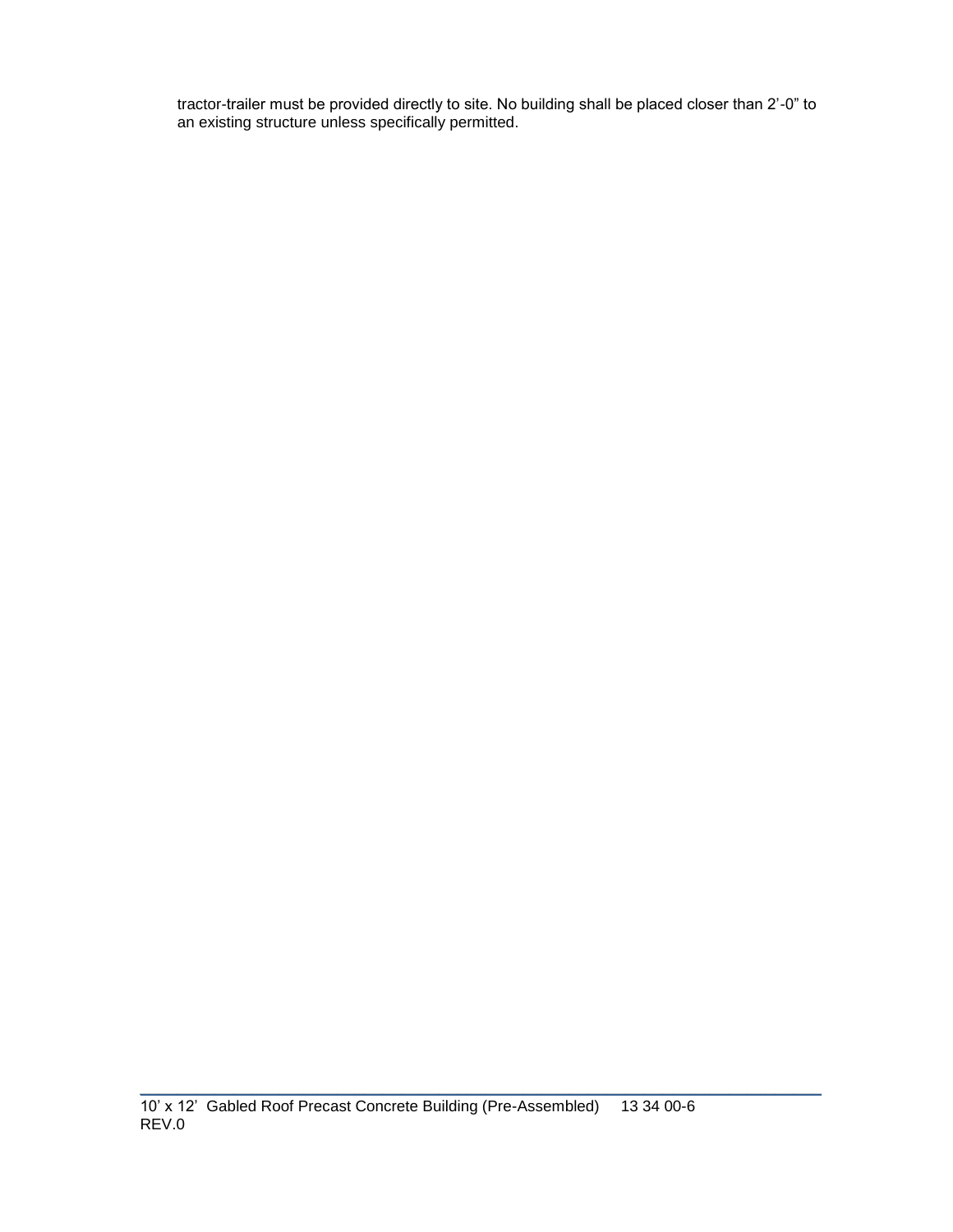tractor-trailer must be provided directly to site. No building shall be placed closer than 2’-0” to an existing structure unless specifically permitted.